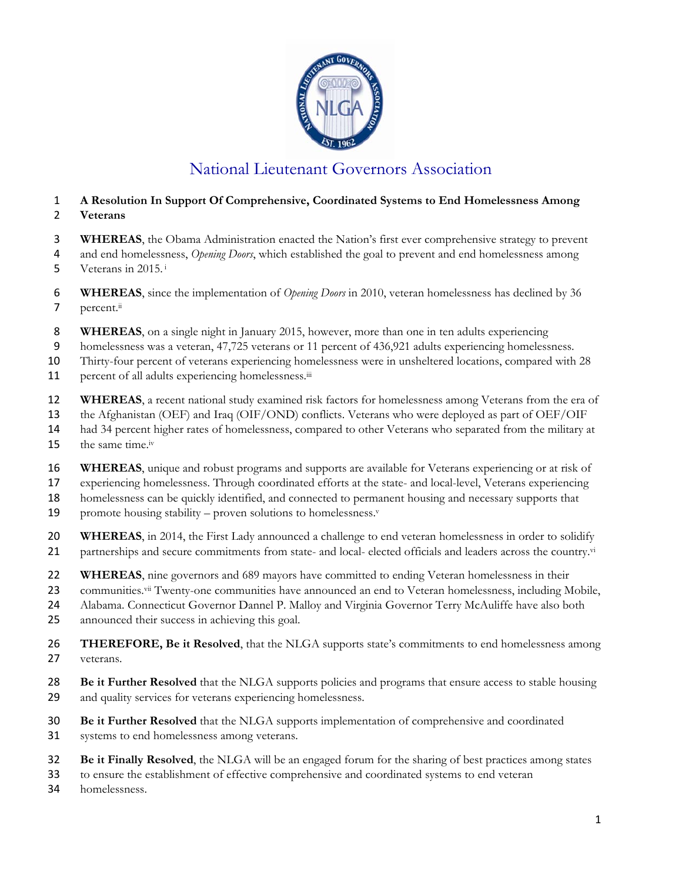# National Lieutenant Governors Association

**A Resolution In Support Of Comprehensive, Coordinated Systems to End Homelessness Among Veterans**

**WHEREAS**, the Obama Administration enacted the Nation's first ever comprehensive strategy to prevent and end homelessness, *Opening Doors*, which established the goal to prevent and end homelessness among Veterans in 2015.[i]

**WHEREAS**, since the implementation of *Opening Doors* in 2010, veteran homelessness has declined by 36 percent.[ii]

**WHEREAS**, on a single night in January 2015, however, more than one in ten adults experiencing homelessness was a veteran, 47,725 veterans or 11 percent of 436,921 adults experiencing homelessness. Thirty-four percent of veterans experiencing homelessness were in unsheltered locations, compared with 28 percent of all adults experiencing homelessness.[iii]

**WHEREAS**, a recent national study examined risk factors for homelessness among Veterans from the era of the Afghanistan (OEF) and Iraq (OIF/OND) conflicts. Veterans who were deployed as part of OEF/OIF had 34 percent higher rates of homelessness, compared to other Veterans who separated from the military at the same time.[iv]

**WHEREAS**, unique and robust programs and supports are available for Veterans experiencing or at risk of experiencing homelessness. Through coordinated efforts at the state- and local-level, Veterans experiencing homelessness can be quickly identified, and connected to permanent housing and necessary supports that promote housing stability – proven solutions to homelessness.[v]

**WHEREAS**, in 2014, the First Lady announced a challenge to end veteran homelessness in order to solidify partnerships and secure commitments from state- and local- elected officials and leaders across the country.[vi]

**WHEREAS**, nine governors and 689 mayors have committed to ending Veteran homelessness in their communities.[vii] Twenty-one communities have announced an end to Veteran homelessness, including Mobile, Alabama. Connecticut Governor Dannel P. Malloy and Virginia Governor Terry McAuliffe have also both announced their success in achieving this goal.

**THEREFORE, Be it Resolved**, that the NLGA supports state's commitments to end homelessness among veterans.

**Be it Further Resolved** that the NLGA supports policies and programs that ensure access to stable housing and quality services for veterans experiencing homelessness.

**Be it Further Resolved** that the NLGA supports implementation of comprehensive and coordinated systems to end homelessness among veterans.

**Be it Finally Resolved**, the NLGA will be an engaged forum for the sharing of best practices among states to ensure the establishment of effective comprehensive and coordinated systems to end veteran homelessness.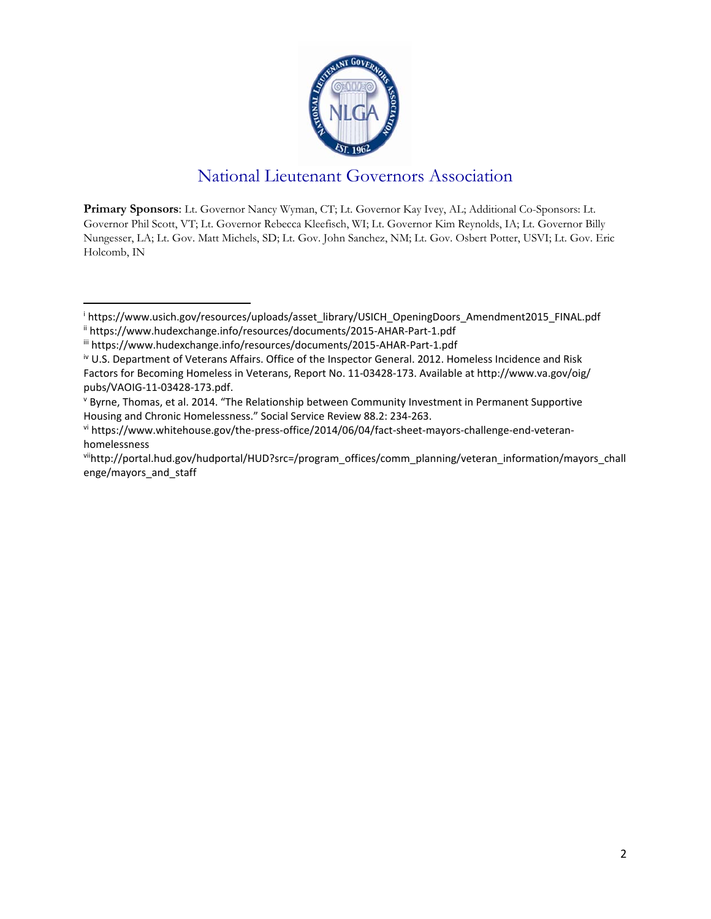National Lieutenant Governors Association

**Primary Sponsors**: Lt. Governor Nancy Wyman, CT; Lt. Governor Kay Ivey, AL; Additional Co-Sponsors: Lt. Governor Phil Scott, VT; Lt. Governor Rebecca Kleefisch, WI; Lt. Governor Kim Reynolds, IA; Lt. Governor Billy Nungesser, LA; Lt. Gov. Matt Michels, SD; Lt. Gov. John Sanchez, NM; Lt. Gov. Osbert Potter, USVI; Lt. Gov. Eric Holcomb, IN

---

[i] https://www.usich.gov/resources/uploads/asset_library/USICH_OpeningDoors_Amendment2015_FINAL.pdf

[ii] https://www.hudexchange.info/resources/documents/2015-AHAR-Part-1.pdf

[iii] https://www.hudexchange.info/resources/documents/2015-AHAR-Part-1.pdf

[iv] U.S. Department of Veterans Affairs. Office of the Inspector General. 2012. Homeless Incidence and Risk Factors for Becoming Homeless in Veterans, Report No. 11-03428-173. Available at http://www.va.gov/oig/pubs/VAOIG-11-03428-173.pdf.

[v] Byrne, Thomas, et al. 2014. "The Relationship between Community Investment in Permanent Supportive Housing and Chronic Homelessness." Social Service Review 88.2: 234-263.

[vi] https://www.whitehouse.gov/the-press-office/2014/06/04/fact-sheet-mayors-challenge-end-veteran-homelessness

[vii] http://portal.hud.gov/hudportal/HUD?src=/program_offices/comm_planning/veteran_information/mayors_challenge/mayors_and_staff